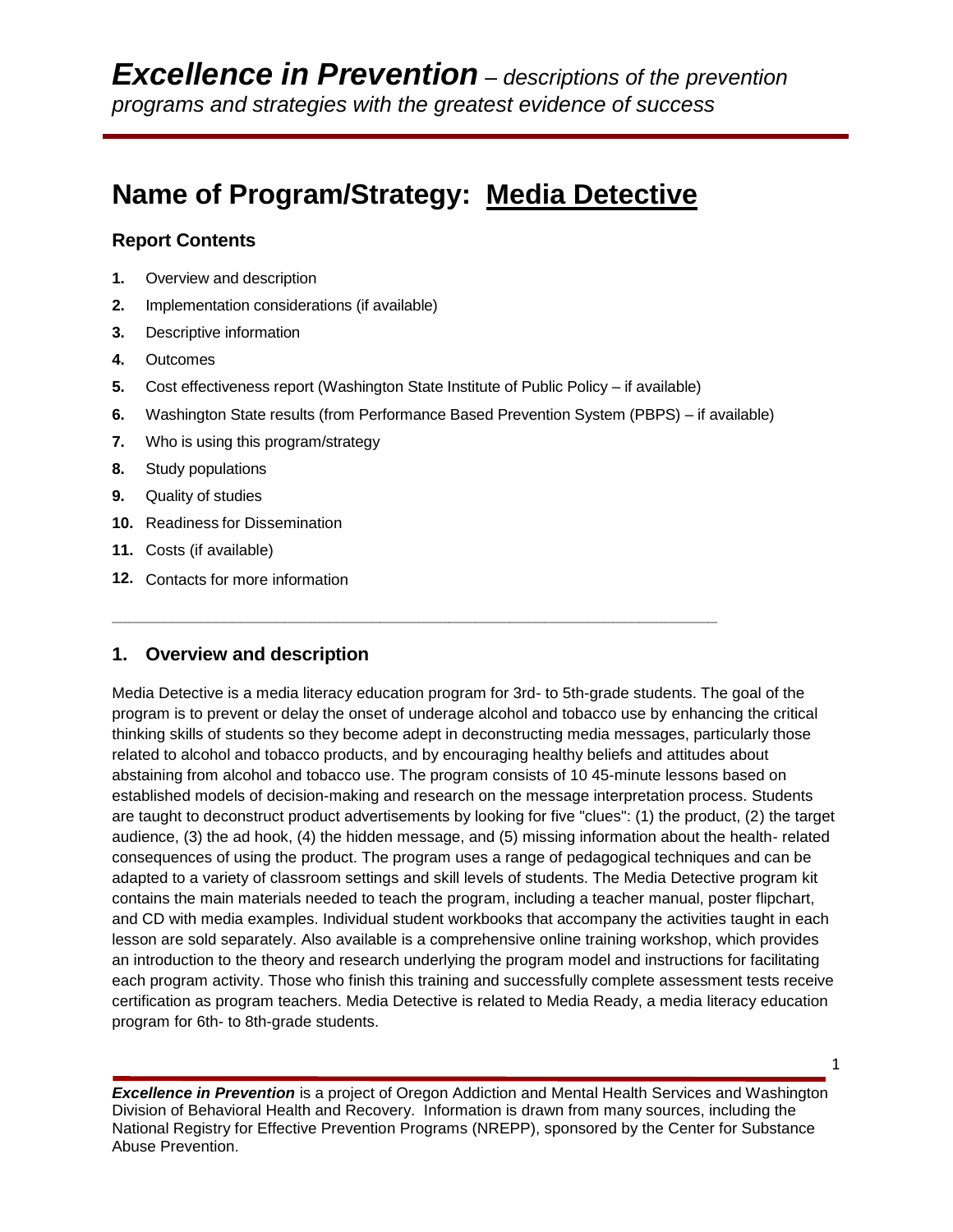# *Excellence in Prevention* – *descriptions of the prevention programs and strategies with the greatest evidence of success*

# Name of Program/Strategy: Media Detective

### Report Contents

1. Overview and description
2. Implementation considerations (if available)
3. Descriptive information
4. Outcomes
5. Cost effectiveness report (Washington State Institute of Public Policy – if available)
6. Washington State results (from Performance Based Prevention System (PBPS) – if available)
7. Who is using this program/strategy
8. Study populations
9. Quality of studies
10. Readiness for Dissemination
11. Costs (if available)
12. Contacts for more information

---

## 1. Overview and description

Media Detective is a media literacy education program for 3rd- to 5th-grade students. The goal of the program is to prevent or delay the onset of underage alcohol and tobacco use by enhancing the critical thinking skills of students so they become adept in deconstructing media messages, particularly those related to alcohol and tobacco products, and by encouraging healthy beliefs and attitudes about abstaining from alcohol and tobacco use. The program consists of 10 45-minute lessons based on established models of decision-making and research on the message interpretation process. Students are taught to deconstruct product advertisements by looking for five "clues": (1) the product, (2) the target audience, (3) the ad hook, (4) the hidden message, and (5) missing information about the health- related consequences of using the product. The program uses a range of pedagogical techniques and can be adapted to a variety of classroom settings and skill levels of students. The Media Detective program kit contains the main materials needed to teach the program, including a teacher manual, poster flipchart, and CD with media examples. Individual student workbooks that accompany the activities taught in each lesson are sold separately. Also available is a comprehensive online training workshop, which provides an introduction to the theory and research underlying the program model and instructions for facilitating each program activity. Those who finish this training and successfully complete assessment tests receive certification as program teachers. Media Detective is related to Media Ready, a media literacy education program for 6th- to 8th-grade students.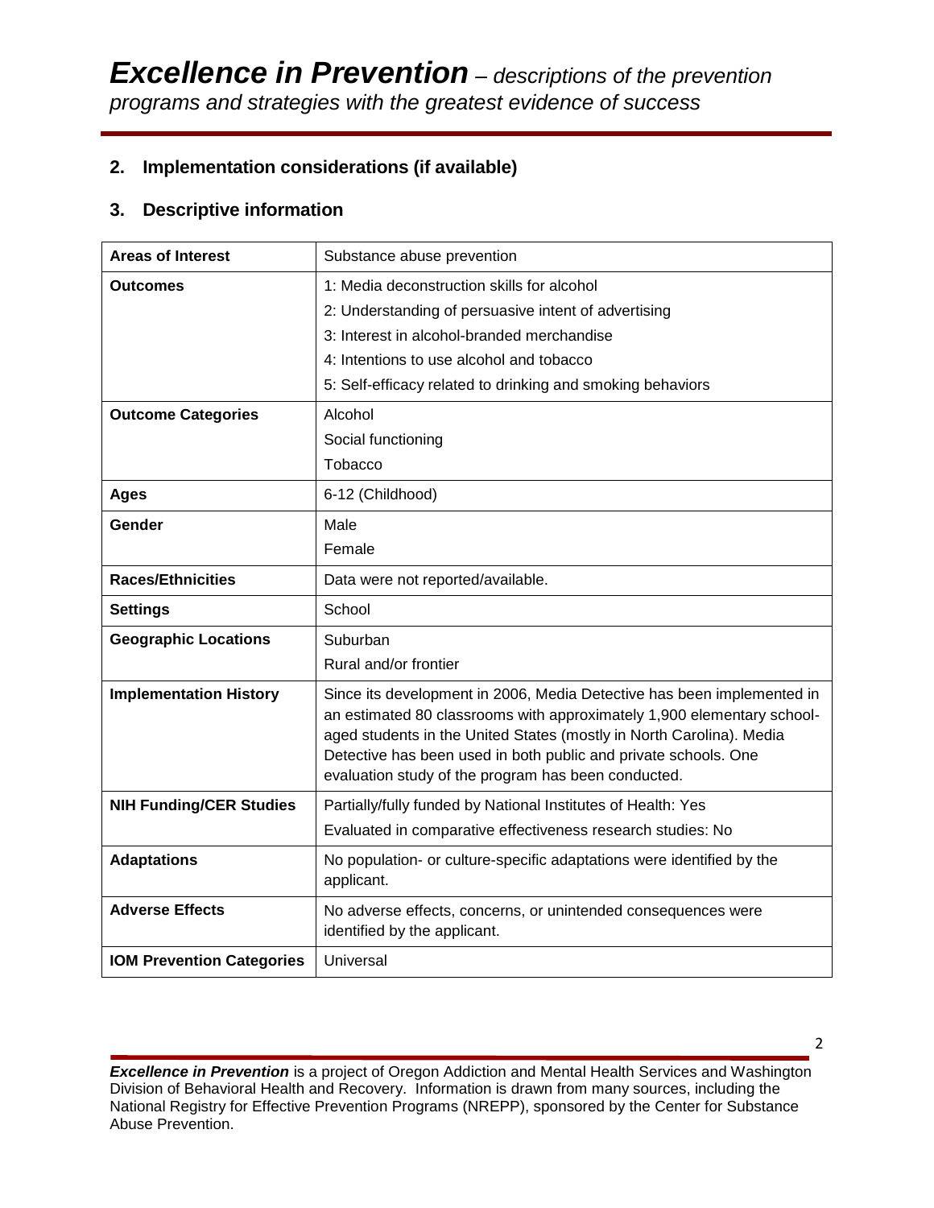## 2. Implementation considerations (if available)

## 3. Descriptive information

| Areas of Interest | Substance abuse prevention |
|---|---|
| **Outcomes** | 1: Media deconstruction skills for alcohol<br>2: Understanding of persuasive intent of advertising<br>3: Interest in alcohol-branded merchandise<br>4: Intentions to use alcohol and tobacco<br>5: Self-efficacy related to drinking and smoking behaviors |
| **Outcome Categories** | Alcohol<br>Social functioning<br>Tobacco |
| **Ages** | 6-12 (Childhood) |
| **Gender** | Male<br>Female |
| **Races/Ethnicities** | Data were not reported/available. |
| **Settings** | School |
| **Geographic Locations** | Suburban<br>Rural and/or frontier |
| **Implementation History** | Since its development in 2006, Media Detective has been implemented in an estimated 80 classrooms with approximately 1,900 elementary school-aged students in the United States (mostly in North Carolina). Media Detective has been used in both public and private schools. One evaluation study of the program has been conducted. |
| **NIH Funding/CER Studies** | Partially/fully funded by National Institutes of Health: Yes<br>Evaluated in comparative effectiveness research studies: No |
| **Adaptations** | No population- or culture-specific adaptations were identified by the applicant. |
| **Adverse Effects** | No adverse effects, concerns, or unintended consequences were identified by the applicant. |
| **IOM Prevention Categories** | Universal |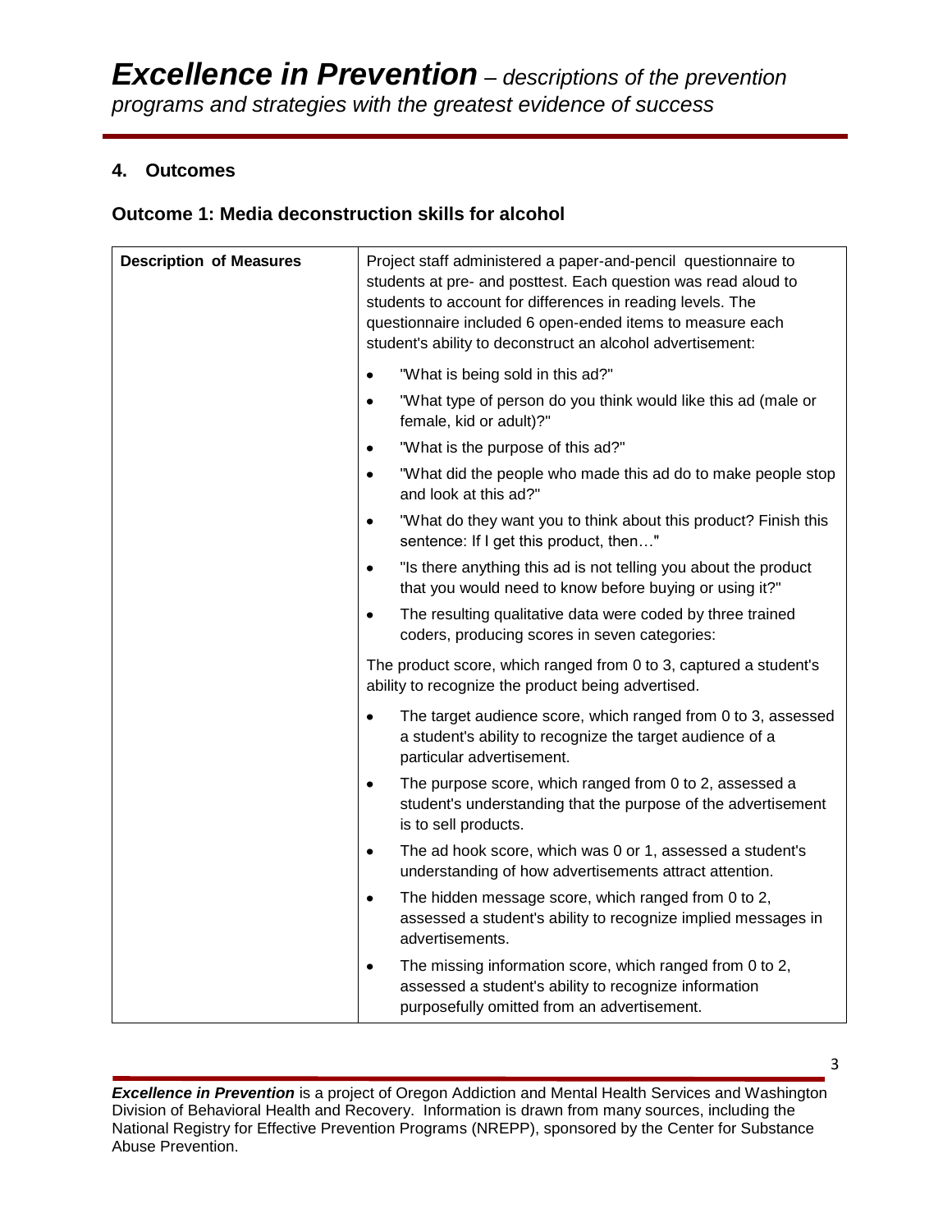## 4. Outcomes

### Outcome 1: Media deconstruction skills for alcohol

| Description of Measures | Project staff administered a paper-and-pencil questionnaire to students at pre- and posttest. Each question was read aloud to students to account for differences in reading levels. The questionnaire included 6 open-ended items to measure each student's ability to deconstruct an alcohol advertisement:<br><br>• "What is being sold in this ad?"<br>• "What type of person do you think would like this ad (male or female, kid or adult)?"<br>• "What is the purpose of this ad?"<br>• "What did the people who made this ad do to make people stop and look at this ad?"<br>• "What do they want you to think about this product? Finish this sentence: If I get this product, then…"<br>• "Is there anything this ad is not telling you about the product that you would need to know before buying or using it?"<br>• The resulting qualitative data were coded by three trained coders, producing scores in seven categories:<br><br>The product score, which ranged from 0 to 3, captured a student's ability to recognize the product being advertised.<br><br>• The target audience score, which ranged from 0 to 3, assessed a student's ability to recognize the target audience of a particular advertisement.<br>• The purpose score, which ranged from 0 to 2, assessed a student's understanding that the purpose of the advertisement is to sell products.<br>• The ad hook score, which was 0 or 1, assessed a student's understanding of how advertisements attract attention.<br>• The hidden message score, which ranged from 0 to 2, assessed a student's ability to recognize implied messages in advertisements.<br>• The missing information score, which ranged from 0 to 2, assessed a student's ability to recognize information purposefully omitted from an advertisement. |
|---|---|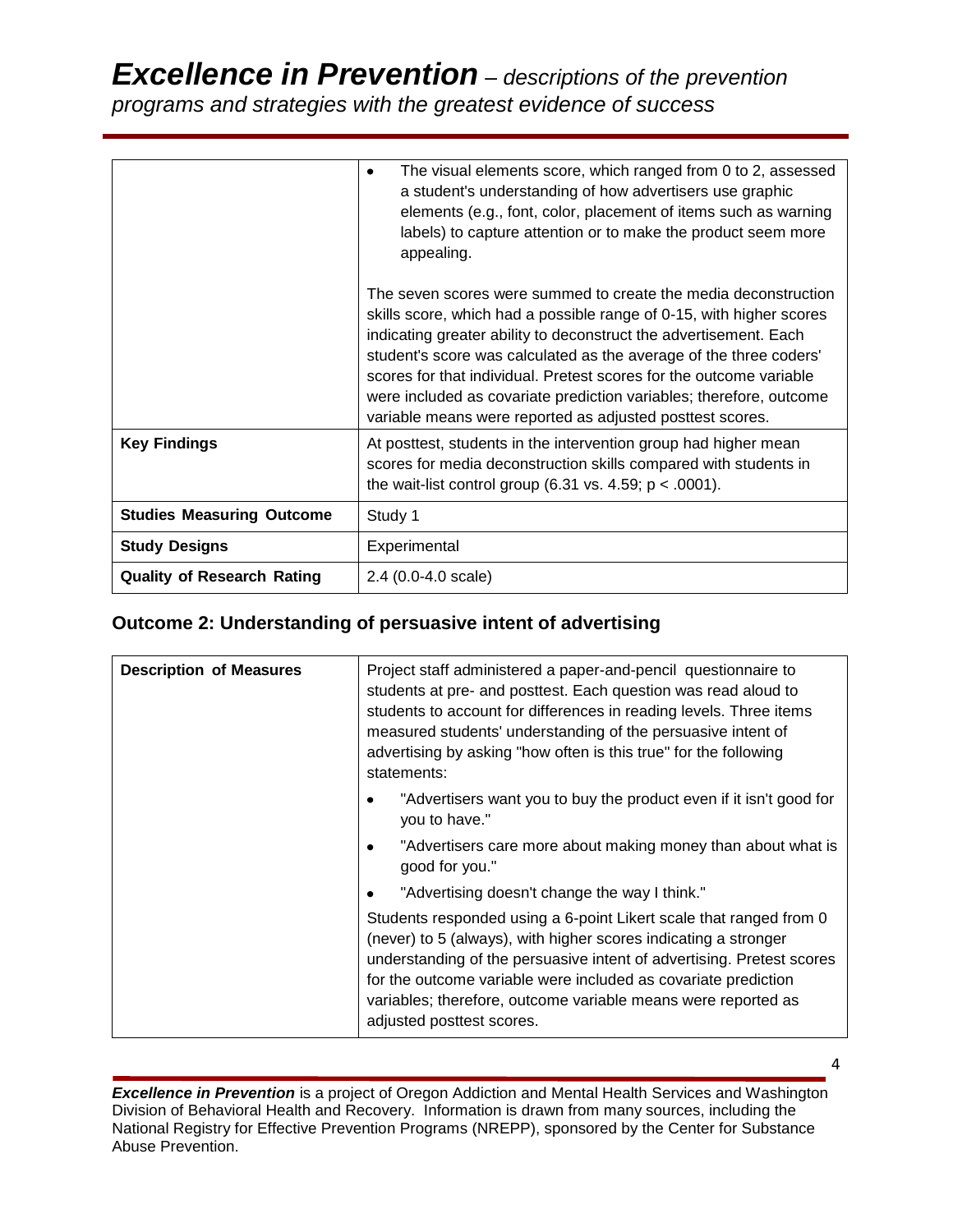| | |
|---|---|
| | • The visual elements score, which ranged from 0 to 2, assessed a student's understanding of how advertisers use graphic elements (e.g., font, color, placement of items such as warning labels) to capture attention or to make the product seem more appealing.<br><br>The seven scores were summed to create the media deconstruction skills score, which had a possible range of 0-15, with higher scores indicating greater ability to deconstruct the advertisement. Each student's score was calculated as the average of the three coders' scores for that individual. Pretest scores for the outcome variable were included as covariate prediction variables; therefore, outcome variable means were reported as adjusted posttest scores. |
| **Key Findings** | At posttest, students in the intervention group had higher mean scores for media deconstruction skills compared with students in the wait-list control group (6.31 vs. 4.59; $p < .0001$). |
| **Studies Measuring Outcome** | Study 1 |
| **Study Designs** | Experimental |
| **Quality of Research Rating** | 2.4 (0.0-4.0 scale) |

## Outcome 2: Understanding of persuasive intent of advertising

| | |
|---|---|
| **Description of Measures** | Project staff administered a paper-and-pencil questionnaire to students at pre- and posttest. Each question was read aloud to students to account for differences in reading levels. Three items measured students' understanding of the persuasive intent of advertising by asking "how often is this true" for the following statements:<br><br>• "Advertisers want you to buy the product even if it isn't good for you to have."<br>• "Advertisers care more about making money than about what is good for you."<br>• "Advertising doesn't change the way I think."<br><br>Students responded using a 6-point Likert scale that ranged from 0 (never) to 5 (always), with higher scores indicating a stronger understanding of the persuasive intent of advertising. Pretest scores for the outcome variable were included as covariate prediction variables; therefore, outcome variable means were reported as adjusted posttest scores. |

***Excellence in Prevention*** is a project of Oregon Addiction and Mental Health Services and Washington Division of Behavioral Health and Recovery. Information is drawn from many sources, including the National Registry for Effective Prevention Programs (NREPP), sponsored by the Center for Substance Abuse Prevention.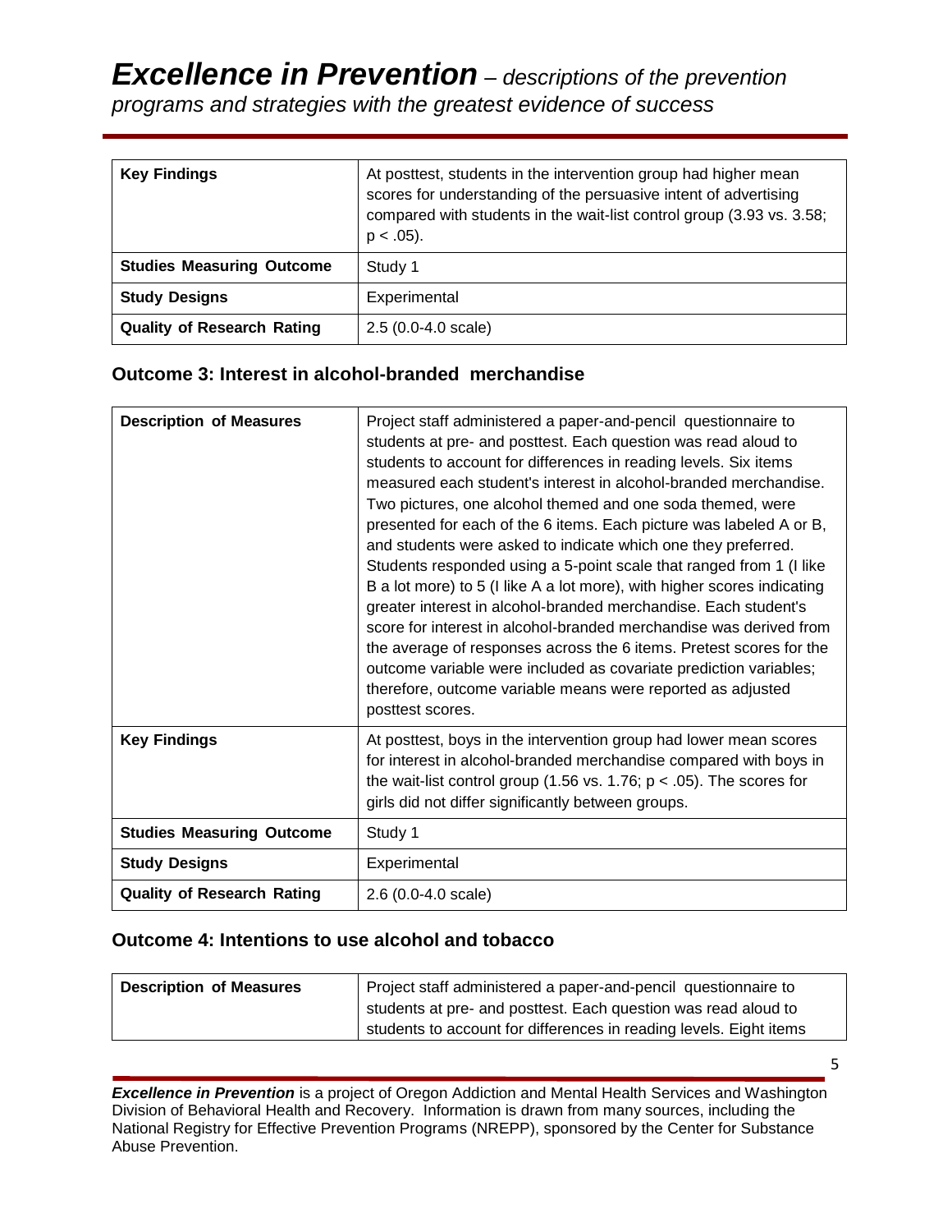| Key Findings | At posttest, students in the intervention group had higher mean scores for understanding of the persuasive intent of advertising compared with students in the wait-list control group (3.93 vs. 3.58; $p < .05$). |
|---|---|
| **Studies Measuring Outcome** | Study 1 |
| **Study Designs** | Experimental |
| **Quality of Research Rating** | 2.5 (0.0-4.0 scale) |

## Outcome 3: Interest in alcohol-branded merchandise

| Description of Measures | Project staff administered a paper-and-pencil questionnaire to students at pre- and posttest. Each question was read aloud to students to account for differences in reading levels. Six items measured each student's interest in alcohol-branded merchandise. Two pictures, one alcohol themed and one soda themed, were presented for each of the 6 items. Each picture was labeled A or B, and students were asked to indicate which one they preferred. Students responded using a 5-point scale that ranged from 1 (I like B a lot more) to 5 (I like A a lot more), with higher scores indicating greater interest in alcohol-branded merchandise. Each student's score for interest in alcohol-branded merchandise was derived from the average of responses across the 6 items. Pretest scores for the outcome variable were included as covariate prediction variables; therefore, outcome variable means were reported as adjusted posttest scores. |
|---|---|
| **Key Findings** | At posttest, boys in the intervention group had lower mean scores for interest in alcohol-branded merchandise compared with boys in the wait-list control group (1.56 vs. 1.76; $p < .05$). The scores for girls did not differ significantly between groups. |
| **Studies Measuring Outcome** | Study 1 |
| **Study Designs** | Experimental |
| **Quality of Research Rating** | 2.6 (0.0-4.0 scale) |

## Outcome 4: Intentions to use alcohol and tobacco

| Description of Measures | Project staff administered a paper-and-pencil questionnaire to students at pre- and posttest. Each question was read aloud to students to account for differences in reading levels. Eight items |
|---|---|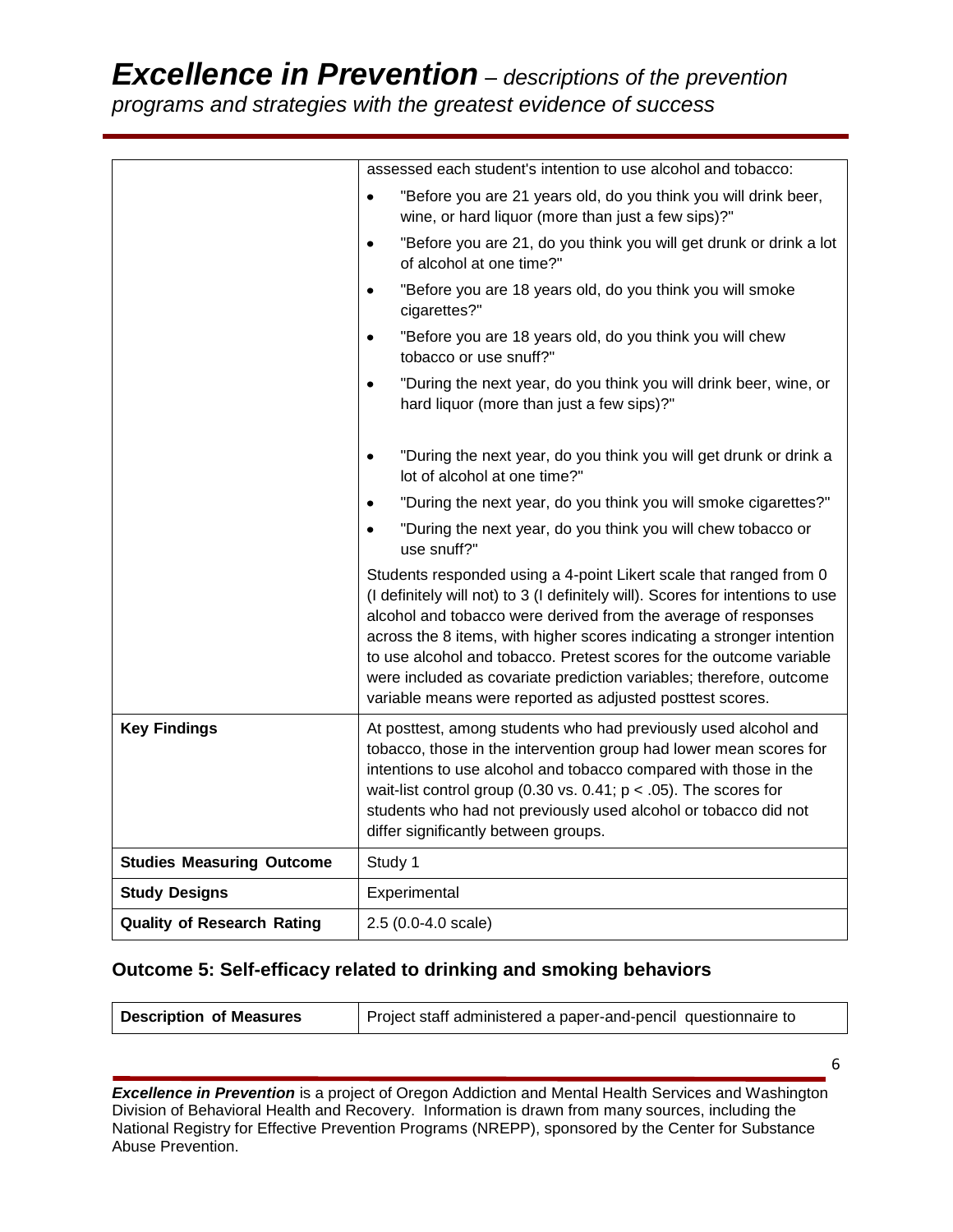| | |
|---|---|
| | assessed each student's intention to use alcohol and tobacco:<br>• "Before you are 21 years old, do you think you will drink beer, wine, or hard liquor (more than just a few sips)?"<br>• "Before you are 21, do you think you will get drunk or drink a lot of alcohol at one time?"<br>• "Before you are 18 years old, do you think you will smoke cigarettes?"<br>• "Before you are 18 years old, do you think you will chew tobacco or use snuff?"<br>• "During the next year, do you think you will drink beer, wine, or hard liquor (more than just a few sips)?"<br>• "During the next year, do you think you will get drunk or drink a lot of alcohol at one time?"<br>• "During the next year, do you think you will smoke cigarettes?"<br>• "During the next year, do you think you will chew tobacco or use snuff?"<br>Students responded using a 4-point Likert scale that ranged from 0 (I definitely will not) to 3 (I definitely will). Scores for intentions to use alcohol and tobacco were derived from the average of responses across the 8 items, with higher scores indicating a stronger intention to use alcohol and tobacco. Pretest scores for the outcome variable were included as covariate prediction variables; therefore, outcome variable means were reported as adjusted posttest scores. |
| **Key Findings** | At posttest, among students who had previously used alcohol and tobacco, those in the intervention group had lower mean scores for intentions to use alcohol and tobacco compared with those in the wait-list control group (0.30 vs. 0.41; $p < .05$). The scores for students who had not previously used alcohol or tobacco did not differ significantly between groups. |
| **Studies Measuring Outcome** | Study 1 |
| **Study Designs** | Experimental |
| **Quality of Research Rating** | 2.5 (0.0-4.0 scale) |

## Outcome 5: Self-efficacy related to drinking and smoking behaviors

| | |
|---|---|
| **Description of Measures** | Project staff administered a paper-and-pencil questionnaire to |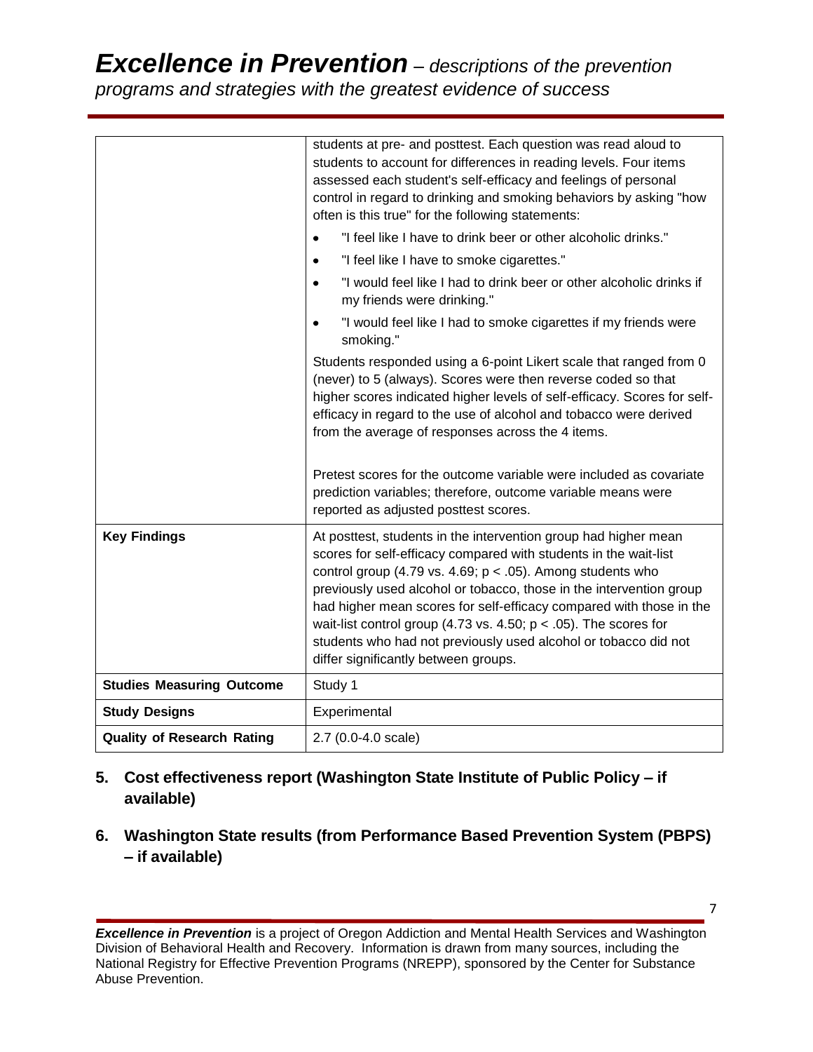| | |
|---|---|
| | students at pre- and posttest. Each question was read aloud to students to account for differences in reading levels. Four items assessed each student's self-efficacy and feelings of personal control in regard to drinking and smoking behaviors by asking "how often is this true" for the following statements:<br>• "I feel like I have to drink beer or other alcoholic drinks."<br>• "I feel like I have to smoke cigarettes."<br>• "I would feel like I had to drink beer or other alcoholic drinks if my friends were drinking."<br>• "I would feel like I had to smoke cigarettes if my friends were smoking."<br>Students responded using a 6-point Likert scale that ranged from 0 (never) to 5 (always). Scores were then reverse coded so that higher scores indicated higher levels of self-efficacy. Scores for self-efficacy in regard to the use of alcohol and tobacco were derived from the average of responses across the 4 items.<br><br>Pretest scores for the outcome variable were included as covariate prediction variables; therefore, outcome variable means were reported as adjusted posttest scores. |
| **Key Findings** | At posttest, students in the intervention group had higher mean scores for self-efficacy compared with students in the wait-list control group (4.79 vs. 4.69; $p < .05$). Among students who previously used alcohol or tobacco, those in the intervention group had higher mean scores for self-efficacy compared with those in the wait-list control group (4.73 vs. 4.50; $p < .05$). The scores for students who had not previously used alcohol or tobacco did not differ significantly between groups. |
| **Studies Measuring Outcome** | Study 1 |
| **Study Designs** | Experimental |
| **Quality of Research Rating** | 2.7 (0.0-4.0 scale) |

## 5. Cost effectiveness report (Washington State Institute of Public Policy – if available)

## 6. Washington State results (from Performance Based Prevention System (PBPS) – if available)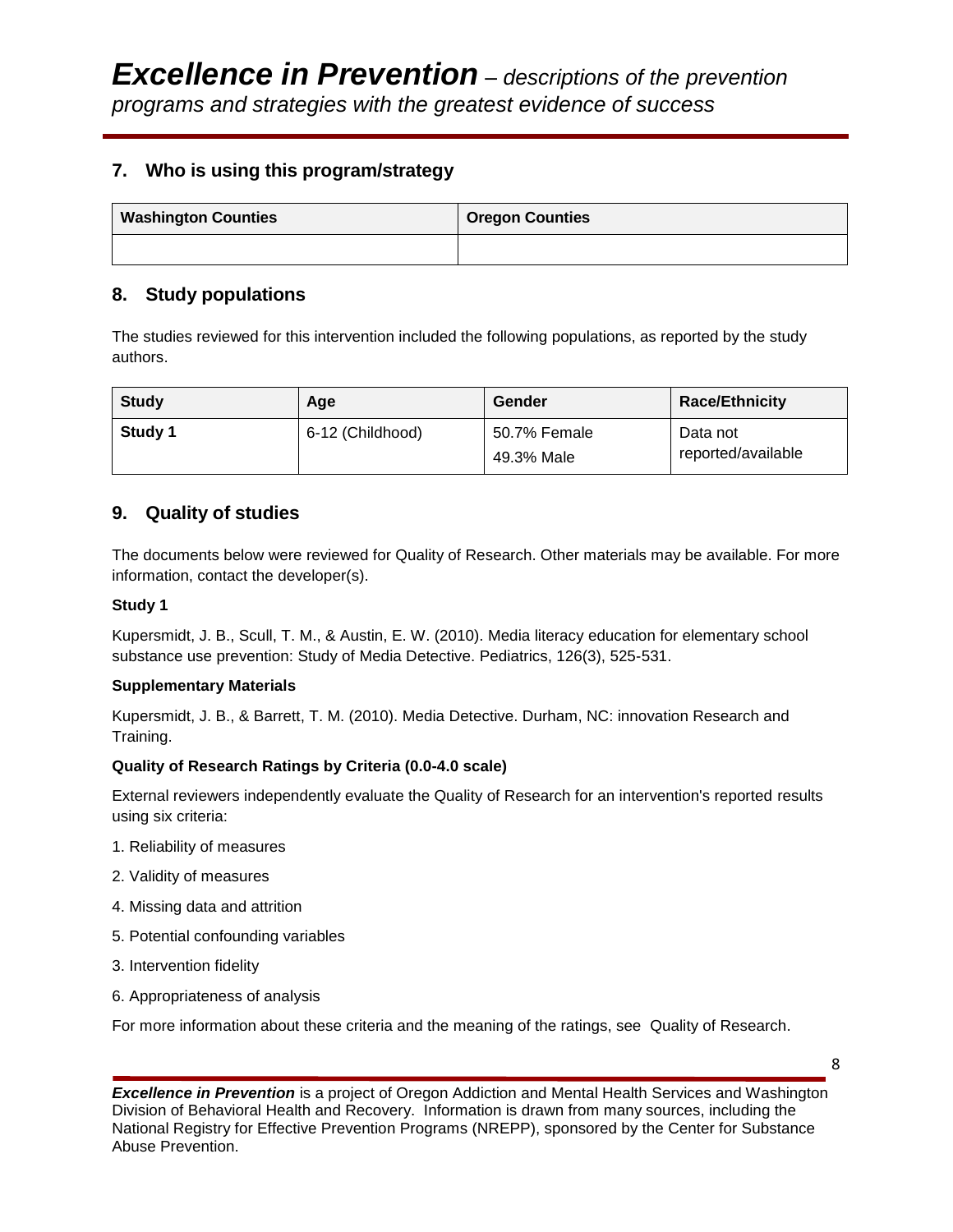## 7. Who is using this program/strategy

| Washington Counties | Oregon Counties |
|---|---|
| | |

## 8. Study populations

The studies reviewed for this intervention included the following populations, as reported by the study authors.

| Study | Age | Gender | Race/Ethnicity |
|---|---|---|---|
| **Study 1** | 6-12 (Childhood) | 50.7% Female<br>49.3% Male | Data not reported/available |

## 9. Quality of studies

The documents below were reviewed for Quality of Research. Other materials may be available. For more information, contact the developer(s).

**Study 1**

Kupersmidt, J. B., Scull, T. M., & Austin, E. W. (2010). Media literacy education for elementary school substance use prevention: Study of Media Detective. Pediatrics, 126(3), 525-531.

**Supplementary Materials**

Kupersmidt, J. B., & Barrett, T. M. (2010). Media Detective. Durham, NC: innovation Research and Training.

**Quality of Research Ratings by Criteria (0.0-4.0 scale)**

External reviewers independently evaluate the Quality of Research for an intervention's reported results using six criteria:

1. Reliability of measures

2. Validity of measures

4. Missing data and attrition

5. Potential confounding variables

3. Intervention fidelity

6. Appropriateness of analysis

For more information about these criteria and the meaning of the ratings, see Quality of Research.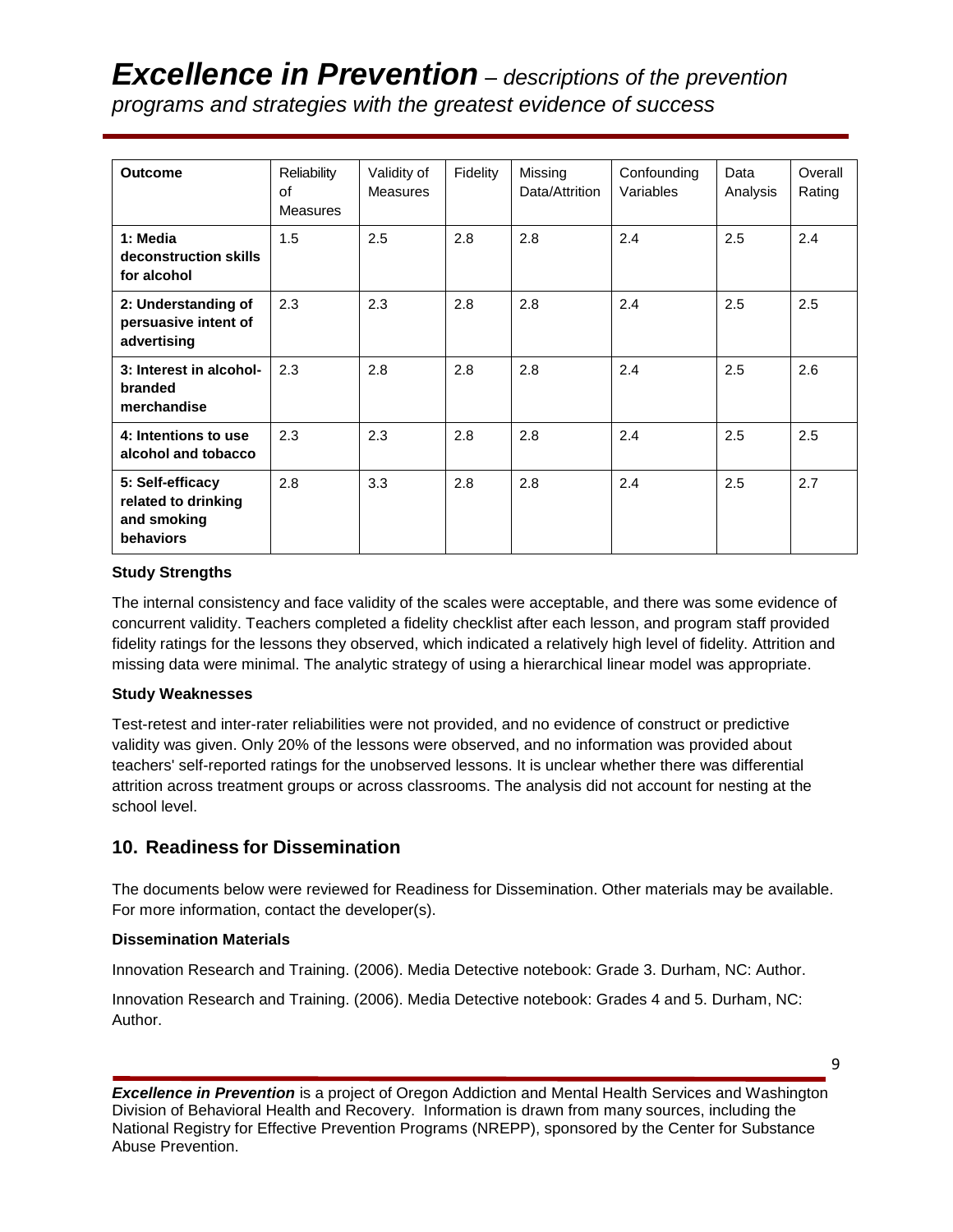| Outcome | Reliability of Measures | Validity of Measures | Fidelity | Missing Data/Attrition | Confounding Variables | Data Analysis | Overall Rating |
|---|---|---|---|---|---|---|---|
| **1: Media deconstruction skills for alcohol** | 1.5 | 2.5 | 2.8 | 2.8 | 2.4 | 2.5 | 2.4 |
| **2: Understanding of persuasive intent of advertising** | 2.3 | 2.3 | 2.8 | 2.8 | 2.4 | 2.5 | 2.5 |
| **3: Interest in alcohol-branded merchandise** | 2.3 | 2.8 | 2.8 | 2.8 | 2.4 | 2.5 | 2.6 |
| **4: Intentions to use alcohol and tobacco** | 2.3 | 2.3 | 2.8 | 2.8 | 2.4 | 2.5 | 2.5 |
| **5: Self-efficacy related to drinking and smoking behaviors** | 2.8 | 3.3 | 2.8 | 2.8 | 2.4 | 2.5 | 2.7 |

**Study Strengths**

The internal consistency and face validity of the scales were acceptable, and there was some evidence of concurrent validity. Teachers completed a fidelity checklist after each lesson, and program staff provided fidelity ratings for the lessons they observed, which indicated a relatively high level of fidelity. Attrition and missing data were minimal. The analytic strategy of using a hierarchical linear model was appropriate.

**Study Weaknesses**

Test-retest and inter-rater reliabilities were not provided, and no evidence of construct or predictive validity was given. Only 20% of the lessons were observed, and no information was provided about teachers' self-reported ratings for the unobserved lessons. It is unclear whether there was differential attrition across treatment groups or across classrooms. The analysis did not account for nesting at the school level.

## 10. Readiness for Dissemination

The documents below were reviewed for Readiness for Dissemination. Other materials may be available. For more information, contact the developer(s).

**Dissemination Materials**

Innovation Research and Training. (2006). Media Detective notebook: Grade 3. Durham, NC: Author.

Innovation Research and Training. (2006). Media Detective notebook: Grades 4 and 5. Durham, NC: Author.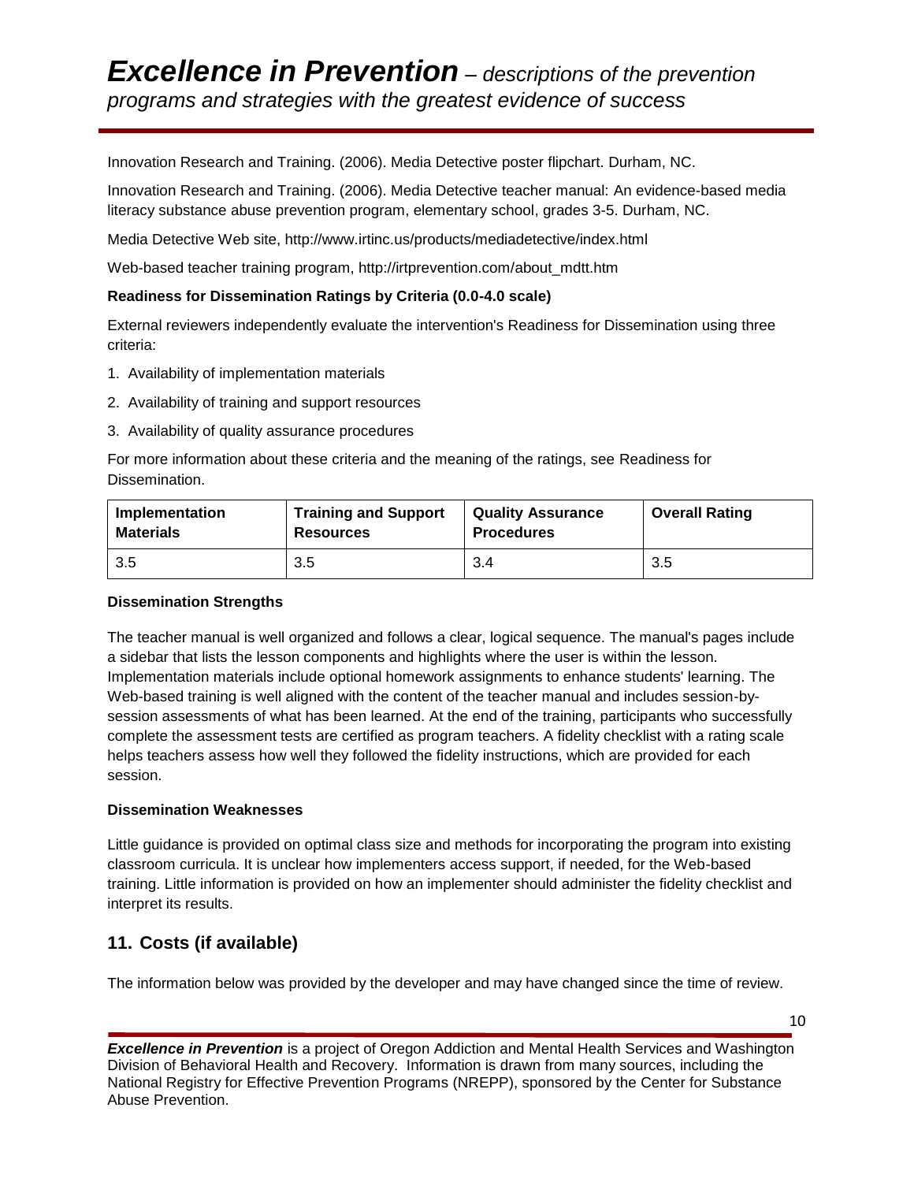Innovation Research and Training. (2006). Media Detective poster flipchart. Durham, NC.

Innovation Research and Training. (2006). Media Detective teacher manual: An evidence-based media literacy substance abuse prevention program, elementary school, grades 3-5. Durham, NC.

Media Detective Web site, http://www.irtinc.us/products/mediadetective/index.html

Web-based teacher training program, http://irtprevention.com/about_mdtt.htm

**Readiness for Dissemination Ratings by Criteria (0.0-4.0 scale)**

External reviewers independently evaluate the intervention's Readiness for Dissemination using three criteria:

1. Availability of implementation materials
2. Availability of training and support resources
3. Availability of quality assurance procedures

For more information about these criteria and the meaning of the ratings, see Readiness for Dissemination.

| Implementation Materials | Training and Support Resources | Quality Assurance Procedures | Overall Rating |
|---|---|---|---|
| 3.5 | 3.5 | 3.4 | 3.5 |

**Dissemination Strengths**

The teacher manual is well organized and follows a clear, logical sequence. The manual's pages include a sidebar that lists the lesson components and highlights where the user is within the lesson. Implementation materials include optional homework assignments to enhance students' learning. The Web-based training is well aligned with the content of the teacher manual and includes session-by-session assessments of what has been learned. At the end of the training, participants who successfully complete the assessment tests are certified as program teachers. A fidelity checklist with a rating scale helps teachers assess how well they followed the fidelity instructions, which are provided for each session.

**Dissemination Weaknesses**

Little guidance is provided on optimal class size and methods for incorporating the program into existing classroom curricula. It is unclear how implementers access support, if needed, for the Web-based training. Little information is provided on how an implementer should administer the fidelity checklist and interpret its results.

## 11. Costs (if available)

The information below was provided by the developer and may have changed since the time of review.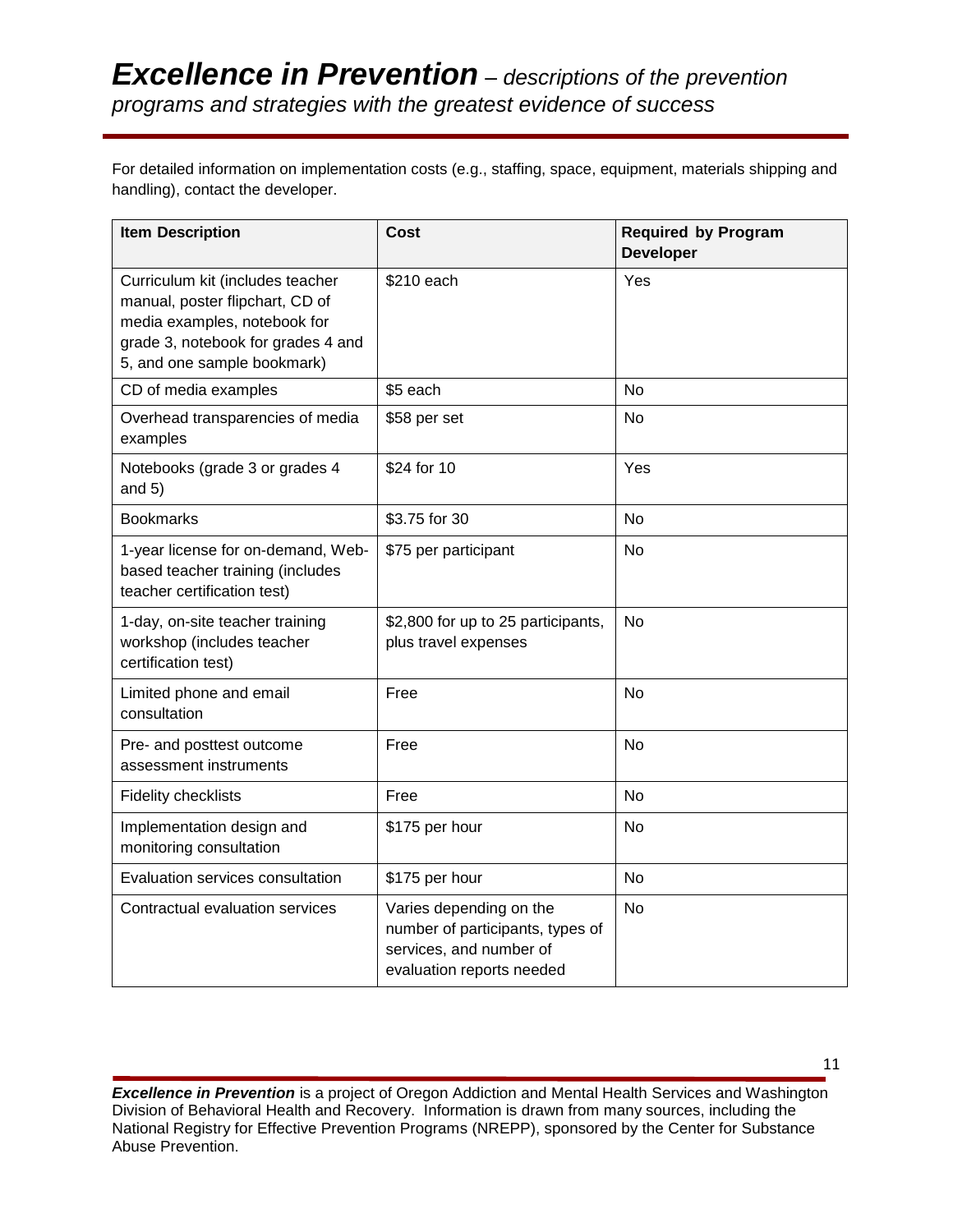For detailed information on implementation costs (e.g., staffing, space, equipment, materials shipping and handling), contact the developer.

| Item Description | Cost | Required by Program Developer |
|---|---|---|
| Curriculum kit (includes teacher manual, poster flipchart, CD of media examples, notebook for grade 3, notebook for grades 4 and 5, and one sample bookmark) | $210 each | Yes |
| CD of media examples | $5 each | No |
| Overhead transparencies of media examples | $58 per set | No |
| Notebooks (grade 3 or grades 4 and 5) | $24 for 10 | Yes |
| Bookmarks | $3.75 for 30 | No |
| 1-year license for on-demand, Web-based teacher training (includes teacher certification test) | $75 per participant | No |
| 1-day, on-site teacher training workshop (includes teacher certification test) | $2,800 for up to 25 participants, plus travel expenses | No |
| Limited phone and email consultation | Free | No |
| Pre- and posttest outcome assessment instruments | Free | No |
| Fidelity checklists | Free | No |
| Implementation design and monitoring consultation | $175 per hour | No |
| Evaluation services consultation | $175 per hour | No |
| Contractual evaluation services | Varies depending on the number of participants, types of services, and number of evaluation reports needed | No |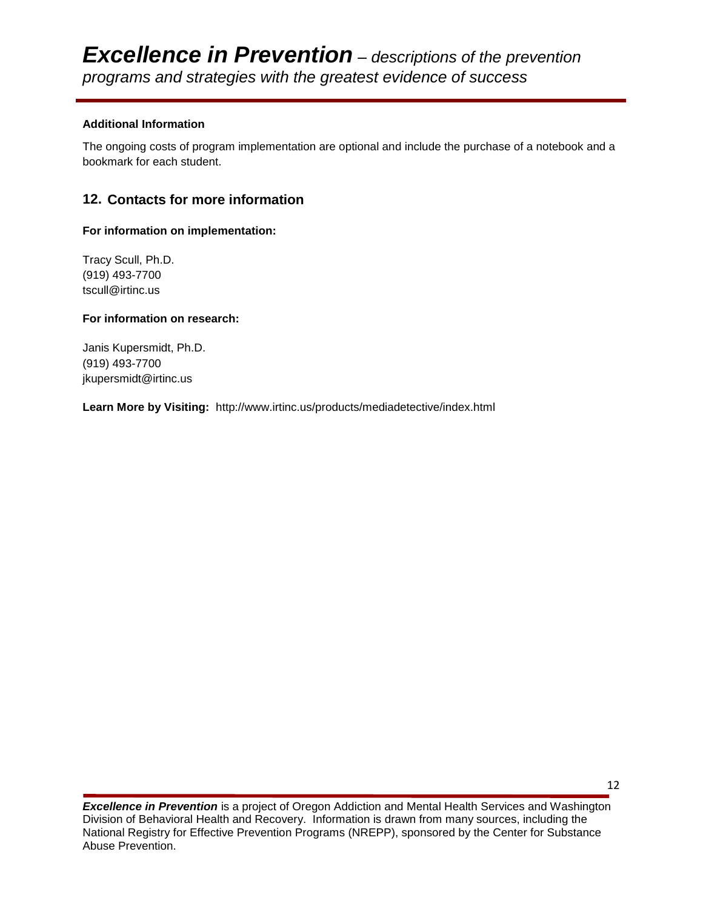**Additional Information**

The ongoing costs of program implementation are optional and include the purchase of a notebook and a bookmark for each student.

## 12. Contacts for more information

**For information on implementation:**

Tracy Scull, Ph.D.
(919) 493-7700
tscull@irtinc.us

**For information on research:**

Janis Kupersmidt, Ph.D.
(919) 493-7700
jkupersmidt@irtinc.us

**Learn More by Visiting:** http://www.irtinc.us/products/mediadetective/index.html